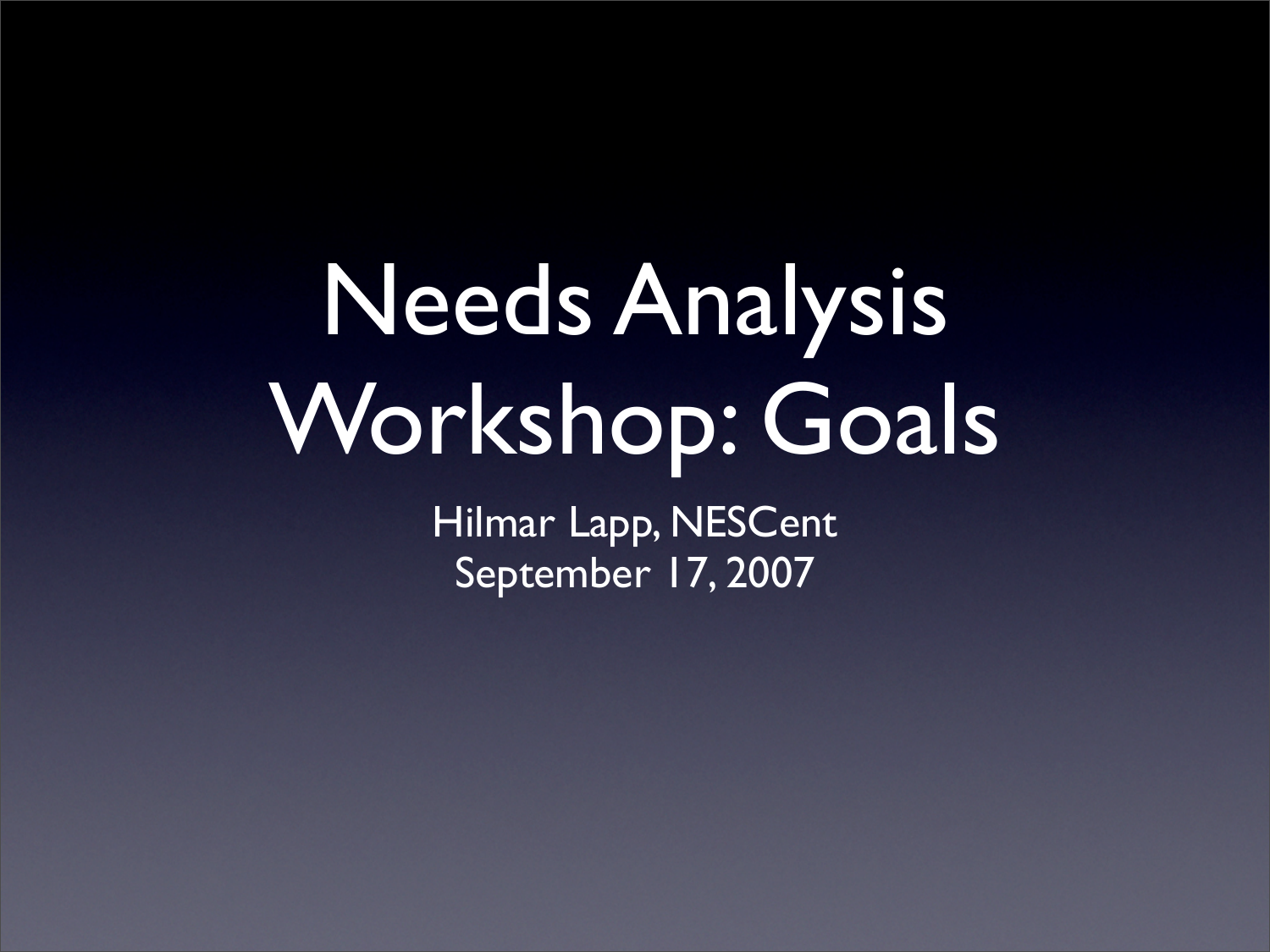# Needs Analysis Workshop: Goals

Hilmar Lapp, NESCent

September 17, 2007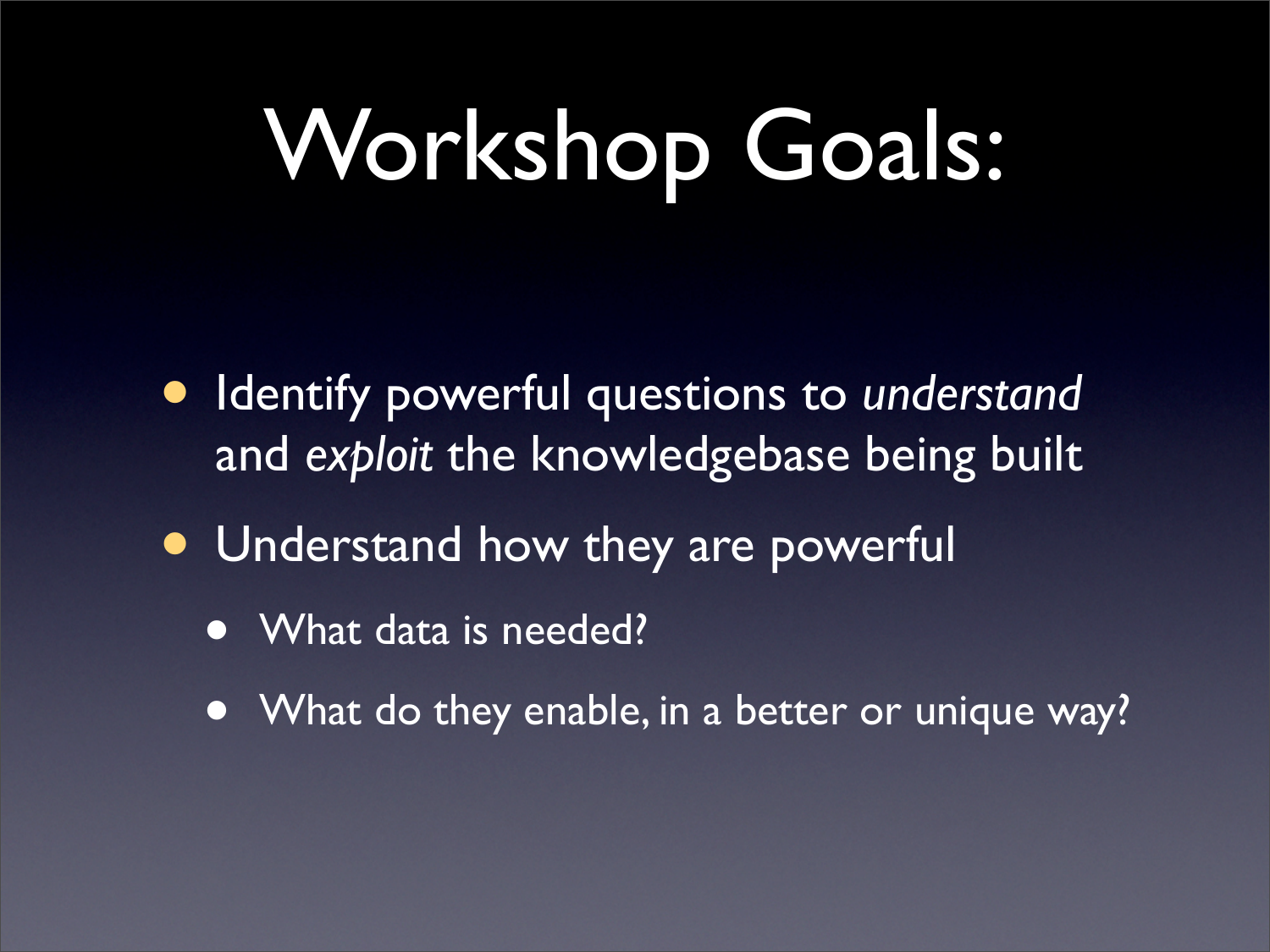# Workshop Goals:

- Identify powerful questions to *understand* and *exploit* the knowledgebase being built
- Understand how they are powerful
  - What data is needed?
  - What do they enable, in a better or unique way?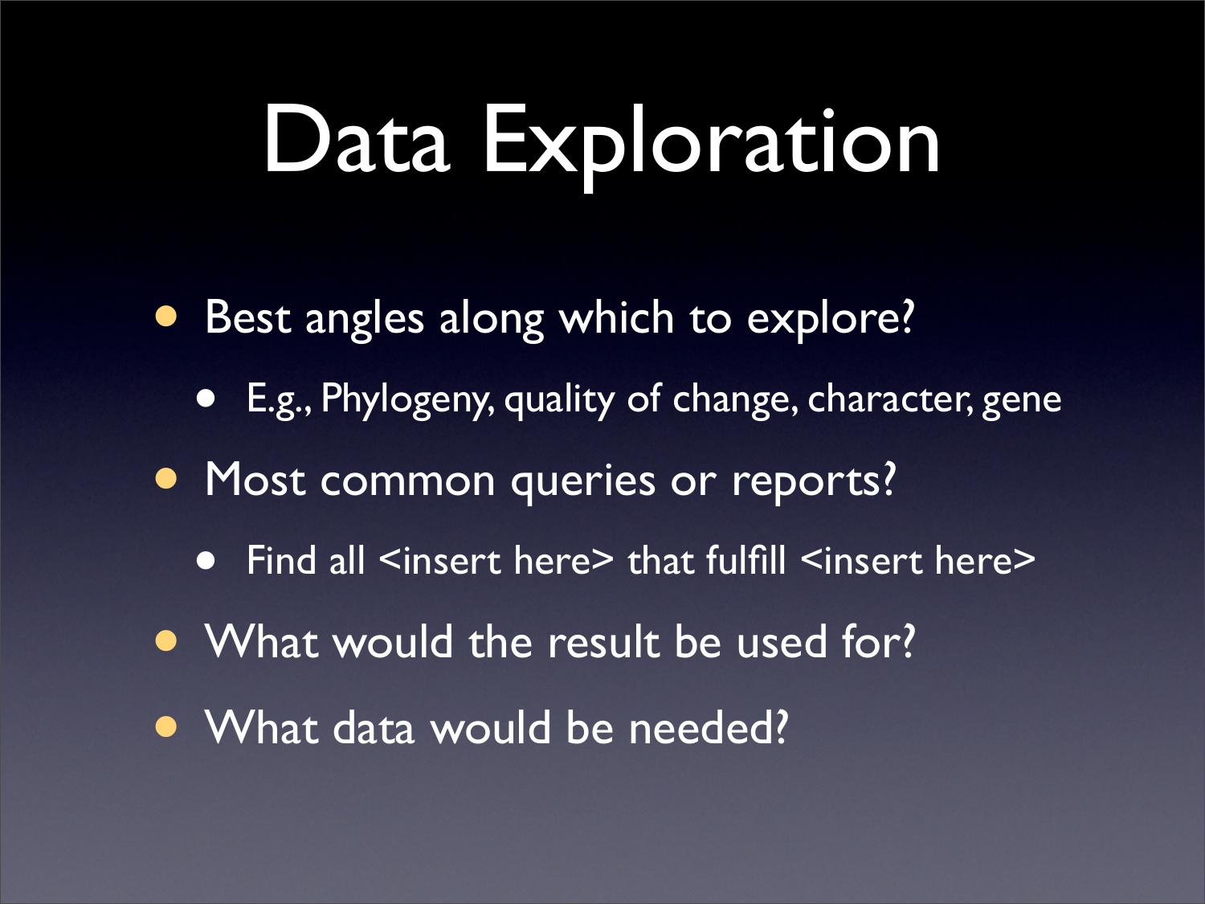# Data Exploration

- Best angles along which to explore?
  - E.g., Phylogeny, quality of change, character, gene
- Most common queries or reports?
  - Find all <insert here> that fulfill <insert here>
- What would the result be used for?
- What data would be needed?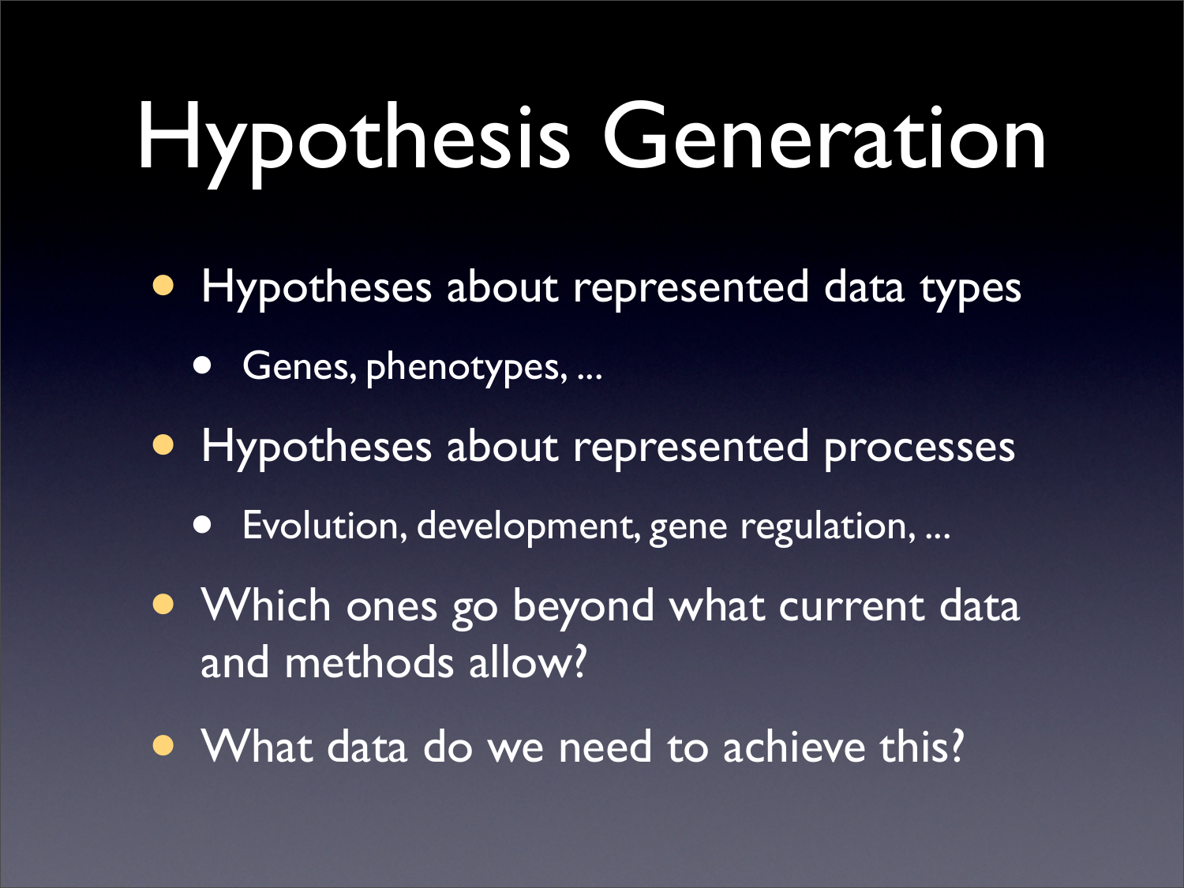# Hypothesis Generation

- Hypotheses about represented data types
  - Genes, phenotypes, ...
- Hypotheses about represented processes
  - Evolution, development, gene regulation, ...
- Which ones go beyond what current data and methods allow?
- What data do we need to achieve this?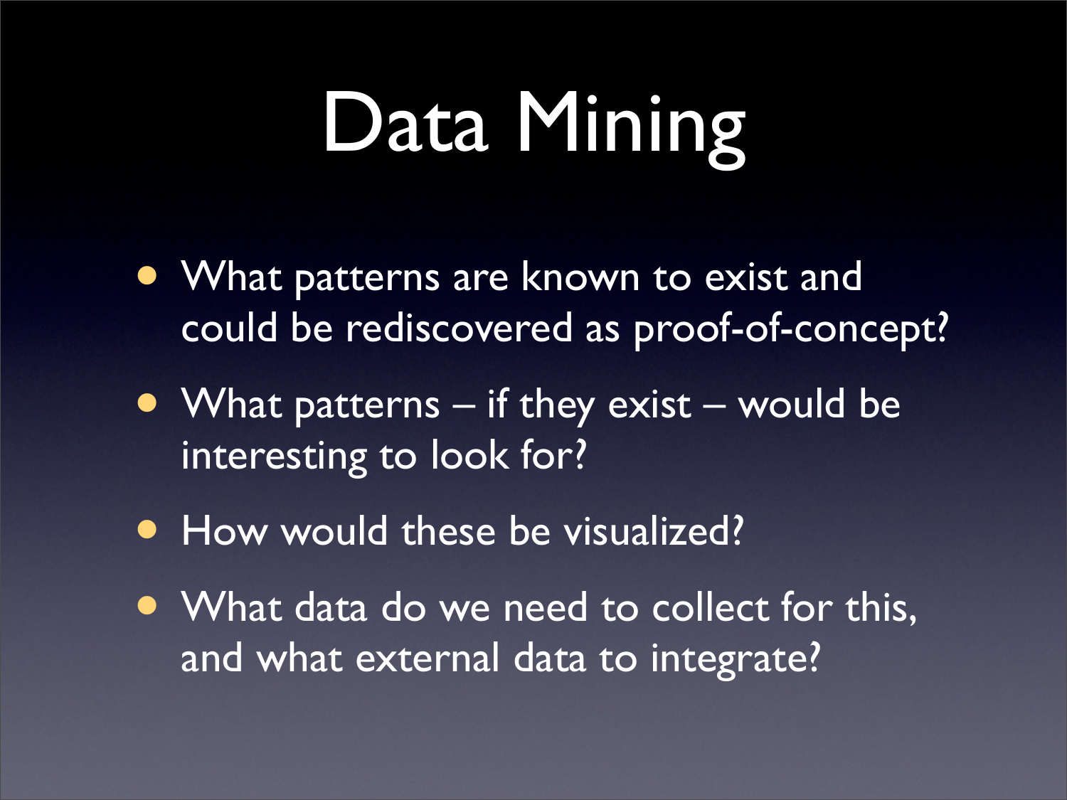# Data Mining

- What patterns are known to exist and could be rediscovered as proof-of-concept?
- What patterns – if they exist – would be interesting to look for?
- How would these be visualized?
- What data do we need to collect for this, and what external data to integrate?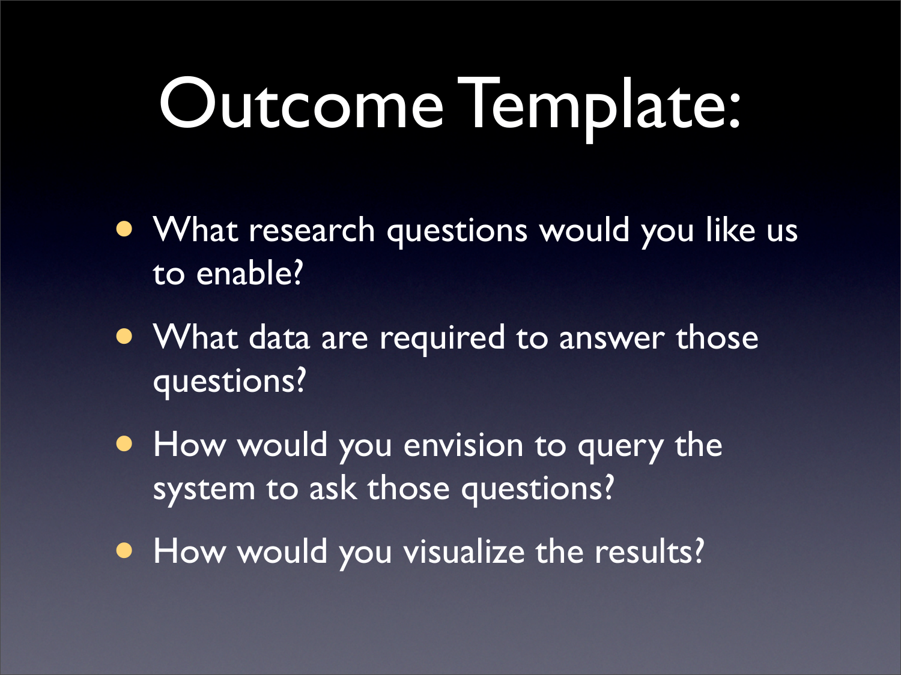# Outcome Template:

- What research questions would you like us to enable?
- What data are required to answer those questions?
- How would you envision to query the system to ask those questions?
- How would you visualize the results?